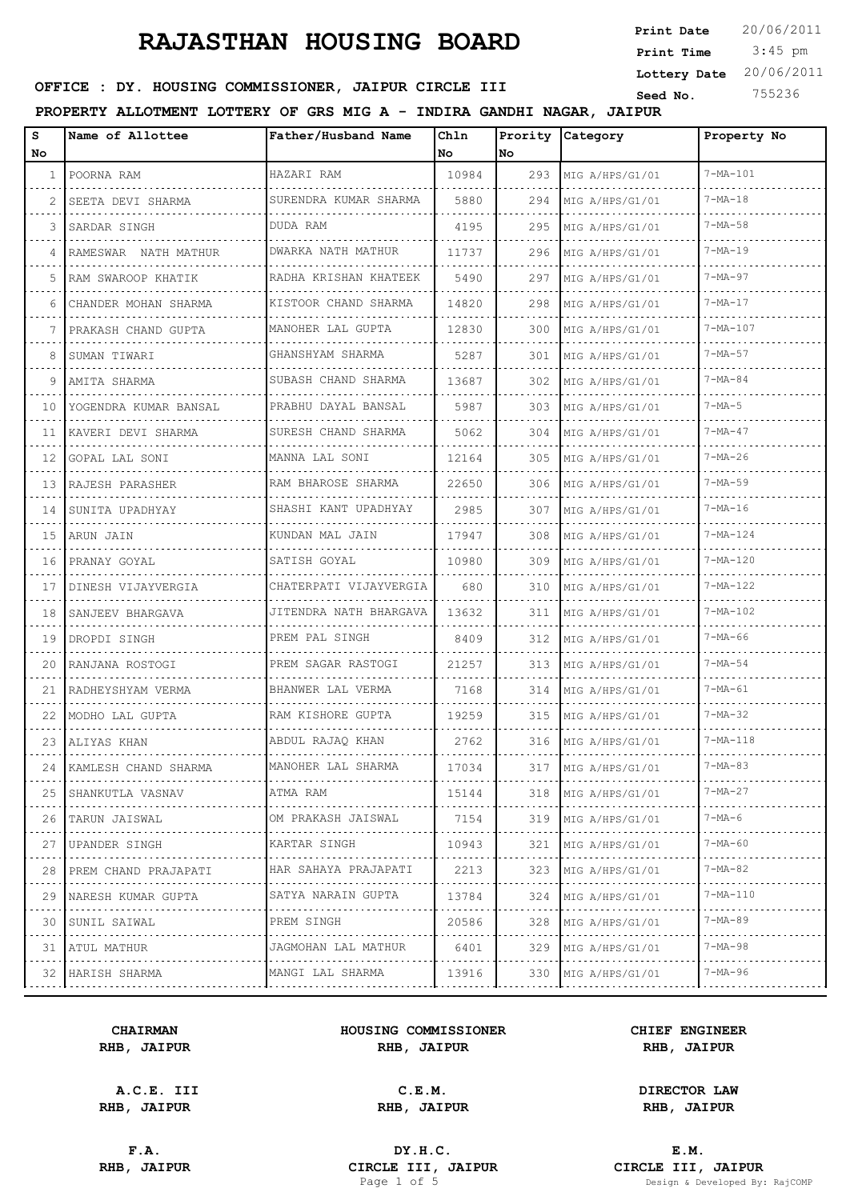# RAJASTHAN HOUSING BOARD

**Print Date** 20/06/2011
**Print Time** 3:45 pm
**Lottery Date** 20/06/2011
**Seed No.** 755236

**OFFICE : DY. HOUSING COMMISSIONER, JAIPUR CIRCLE III**

**PROPERTY ALLOTMENT LOTTERY OF GRS MIG A - INDIRA GANDHI NAGAR, JAIPUR**

| S No | Name of Allottee | Father/Husband Name | Chln No | Prority No | Category | Property No |
|---|---|---|---|---|---|---|
| 1 | POORNA RAM | HAZARI RAM | 10984 | 293 | MIG A/HPS/G1/01 | 7-MA-101 |
| 2 | SEETA DEVI SHARMA | SURENDRA KUMAR SHARMA | 5880 | 294 | MIG A/HPS/G1/01 | 7-MA-18 |
| 3 | SARDAR SINGH | DUDA RAM | 4195 | 295 | MIG A/HPS/G1/01 | 7-MA-58 |
| 4 | RAMESWAR NATH MATHUR | DWARKA NATH MATHUR | 11737 | 296 | MIG A/HPS/G1/01 | 7-MA-19 |
| 5 | RAM SWAROOP KHATIK | RADHA KRISHAN KHATEEK | 5490 | 297 | MIG A/HPS/G1/01 | 7-MA-97 |
| 6 | CHANDER MOHAN SHARMA | KISTOOR CHAND SHARMA | 14820 | 298 | MIG A/HPS/G1/01 | 7-MA-17 |
| 7 | PRAKASH CHAND GUPTA | MANOHER LAL GUPTA | 12830 | 300 | MIG A/HPS/G1/01 | 7-MA-107 |
| 8 | SUMAN TIWARI | GHANSHYAM SHARMA | 5287 | 301 | MIG A/HPS/G1/01 | 7-MA-57 |
| 9 | AMITA SHARMA | SUBASH CHAND SHARMA | 13687 | 302 | MIG A/HPS/G1/01 | 7-MA-84 |
| 10 | YOGENDRA KUMAR BANSAL | PRABHU DAYAL BANSAL | 5987 | 303 | MIG A/HPS/G1/01 | 7-MA-5 |
| 11 | KAVERI DEVI SHARMA | SURESH CHAND SHARMA | 5062 | 304 | MIG A/HPS/G1/01 | 7-MA-47 |
| 12 | GOPAL LAL SONI | MANNA LAL SONI | 12164 | 305 | MIG A/HPS/G1/01 | 7-MA-26 |
| 13 | RAJESH PARASHER | RAM BHAROSE SHARMA | 22650 | 306 | MIG A/HPS/G1/01 | 7-MA-59 |
| 14 | SUNITA UPADHYAY | SHASHI KANT UPADHYAY | 2985 | 307 | MIG A/HPS/G1/01 | 7-MA-16 |
| 15 | ARUN JAIN | KUNDAN MAL JAIN | 17947 | 308 | MIG A/HPS/G1/01 | 7-MA-124 |
| 16 | PRANAY GOYAL | SATISH GOYAL | 10980 | 309 | MIG A/HPS/G1/01 | 7-MA-120 |
| 17 | DINESH VIJAYVERGIA | CHATERPATI VIJAYVERGIA | 680 | 310 | MIG A/HPS/G1/01 | 7-MA-122 |
| 18 | SANJEEV BHARGAVA | JITENDRA NATH BHARGAVA | 13632 | 311 | MIG A/HPS/G1/01 | 7-MA-102 |
| 19 | DROPDI SINGH | PREM PAL SINGH | 8409 | 312 | MIG A/HPS/G1/01 | 7-MA-66 |
| 20 | RANJANA ROSTOGI | PREM SAGAR RASTOGI | 21257 | 313 | MIG A/HPS/G1/01 | 7-MA-54 |
| 21 | RADHEYSHYAM VERMA | BHANWER LAL VERMA | 7168 | 314 | MIG A/HPS/G1/01 | 7-MA-61 |
| 22 | MODHO LAL GUPTA | RAM KISHORE GUPTA | 19259 | 315 | MIG A/HPS/G1/01 | 7-MA-32 |
| 23 | ALIYAS KHAN | ABDUL RAJAQ KHAN | 2762 | 316 | MIG A/HPS/G1/01 | 7-MA-118 |
| 24 | KAMLESH CHAND SHARMA | MANOHER LAL SHARMA | 17034 | 317 | MIG A/HPS/G1/01 | 7-MA-83 |
| 25 | SHANKUTLA VASNAV | ATMA RAM | 15144 | 318 | MIG A/HPS/G1/01 | 7-MA-27 |
| 26 | TARUN JAISWAL | OM PRAKASH JAISWAL | 7154 | 319 | MIG A/HPS/G1/01 | 7-MA-6 |
| 27 | UPANDER SINGH | KARTAR SINGH | 10943 | 321 | MIG A/HPS/G1/01 | 7-MA-60 |
| 28 | PREM CHAND PRAJAPATI | HAR SAHAYA PRAJAPATI | 2213 | 323 | MIG A/HPS/G1/01 | 7-MA-82 |
| 29 | NARESH KUMAR GUPTA | SATYA NARAIN GUPTA | 13784 | 324 | MIG A/HPS/G1/01 | 7-MA-110 |
| 30 | SUNIL SAIWAL | PREM SINGH | 20586 | 328 | MIG A/HPS/G1/01 | 7-MA-89 |
| 31 | ATUL MATHUR | JAGMOHAN LAL MATHUR | 6401 | 329 | MIG A/HPS/G1/01 | 7-MA-98 |
| 32 | HARISH SHARMA | MANGI LAL SHARMA | 13916 | 330 | MIG A/HPS/G1/01 | 7-MA-96 |

| | | |
|---|---|---|
| **CHAIRMAN** **RHB, JAIPUR** | **HOUSING COMMISSIONER** **RHB, JAIPUR** | **CHIEF ENGINEER** **RHB, JAIPUR** |
| **A.C.E. III** **RHB, JAIPUR** | **C.E.M.** **RHB, JAIPUR** | **DIRECTOR LAW** **RHB, JAIPUR** |
| **F.A.** **RHB, JAIPUR** | **DY.H.C.** **CIRCLE III, JAIPUR** | **E.M.** **CIRCLE III, JAIPUR** |

Design & Developed By: RajCOMP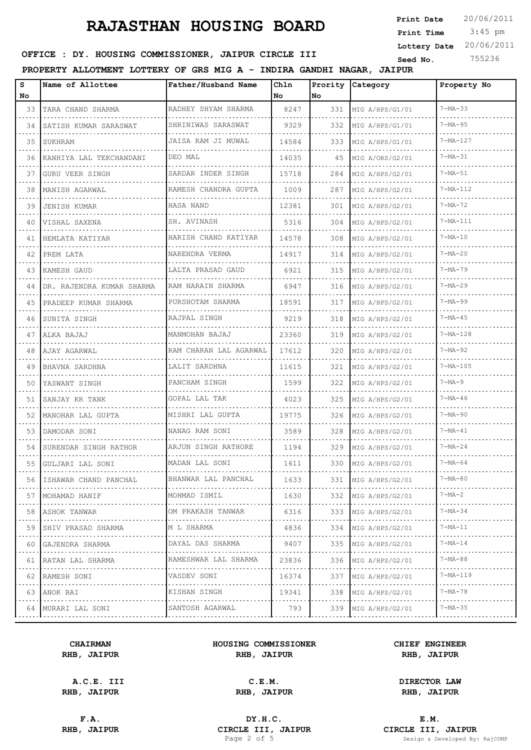# RAJASTHAN HOUSING BOARD

**Print Date** 20/06/2011
**Print Time** 3:45 pm
**Lottery Date** 20/06/2011
**Seed No.** 755236

**OFFICE : DY. HOUSING COMMISSIONER, JAIPUR CIRCLE III**

**PROPERTY ALLOTMENT LOTTERY OF GRS MIG A - INDIRA GANDHI NAGAR, JAIPUR**

| S No | Name of Allottee | Father/Husband Name | Chln No | Prority No | Category | Property No |
|---|---|---|---|---|---|---|
| 33 | TARA CHAND SHARMA | RADHEY SHYAM SHARMA | 8247 | 331 | MIG A/HPS/G1/01 | 7-MA-33 |
| 34 | SATISH KUMAR SARASWAT | SHRINIWAS SARASWAT | 9329 | 332 | MIG A/HPS/G1/01 | 7-MA-95 |
| 35 | SUKHRAM | JAISA RAM JI MUWAL | 14584 | 333 | MIG A/HPS/G1/01 | 7-MA-127 |
| 36 | KANHIYA LAL TEKCHANDANI | DEO MAL | 14035 | 45 | MIG A/ORS/G2/01 | 7-MA-31 |
| 37 | GURU VEER SINGH | SARDAR INDER SINGH | 15718 | 284 | MIG A/HPS/G2/01 | 7-MA-51 |
| 38 | MANISH AGARWAL | RAMESH CHANDRA GUPTA | 1009 | 287 | MIG A/HPS/G2/01 | 7-MA-112 |
| 39 | JENISH KUMAR | HASA NAND | 12381 | 301 | MIG A/HPS/G2/01 | 7-MA-72 |
| 40 | VISHAL SAXENA | SH. AVINASH | 5316 | 304 | MIG A/HPS/G2/01 | 7-MA-111 |
| 41 | HEMLATA KATIYAR | HARISH CHAND KATIYAR | 14578 | 308 | MIG A/HPS/G2/01 | 7-MA-10 |
| 42 | PREM LATA | NARENDRA VERMA | 14917 | 314 | MIG A/HPS/G2/01 | 7-MA-20 |
| 43 | KAMESH GAUD | LALTA PRASAD GAUD | 6921 | 315 | MIG A/HPS/G2/01 | 7-MA-79 |
| 44 | DR. RAJENDRA KUMAR SHARMA | RAM NARAIN SHARMA | 6947 | 316 | MIG A/HPS/G2/01 | 7-MA-29 |
| 45 | PRADEEP KUMAR SHARMA | PURSHOTAM SHARMA | 18591 | 317 | MIG A/HPS/G2/01 | 7-MA-99 |
| 46 | SUNITA SINGH | RAJPAL SINGH | 9219 | 318 | MIG A/HPS/G2/01 | 7-MA-45 |
| 47 | ALKA BAJAJ | MANMOHAN BAJAJ | 23360 | 319 | MIG A/HPS/G2/01 | 7-MA-128 |
| 48 | AJAY AGARWAL | RAM CHARAN LAL AGARWAL | 17612 | 320 | MIG A/HPS/G2/01 | 7-MA-92 |
| 49 | BHAVNA SARDHNA | LALIT SARDHNA | 11615 | 321 | MIG A/HPS/G2/01 | 7-MA-105 |
| 50 | YASWANT SINGH | PANCHAM SINGH | 1599 | 322 | MIG A/HPS/G2/01 | 7-MA-9 |
| 51 | SANJAY KR TANK | GOPAL LAL TAK | 4023 | 325 | MIG A/HPS/G2/01 | 7-MA-46 |
| 52 | MANOHAR LAL GUPTA | MISHRI LAL GUPTA | 19775 | 326 | MIG A/HPS/G2/01 | 7-MA-90 |
| 53 | DAMODAR SONI | NANAG RAM SONI | 3589 | 328 | MIG A/HPS/G2/01 | 7-MA-41 |
| 54 | SURENDAR SINGH RATHOR | ARJUN SINGH RATHORE | 1194 | 329 | MIG A/HPS/G2/01 | 7-MA-24 |
| 55 | GULJARI LAL SONI | MADAN LAL SONI | 1611 | 330 | MIG A/HPS/G2/01 | 7-MA-64 |
| 56 | ISHAWAR CHAND PANCHAL | BHANWAR LAL PANCHAL | 1633 | 331 | MIG A/HPS/G2/01 | 7-MA-80 |
| 57 | MOHAMAD HANIF | MOHMAD ISMIL | 1630 | 332 | MIG A/HPS/G2/01 | 7-MA-2 |
| 58 | ASHOK TANWAR | OM PRAKASH TANWAR | 6316 | 333 | MIG A/HPS/G2/01 | 7-MA-34 |
| 59 | SHIV PRASAD SHARMA | M L SHARMA | 4836 | 334 | MIG A/HPS/G2/01 | 7-MA-11 |
| 60 | GAJENDRA SHARMA | DAYAL DAS SHARMA | 9407 | 335 | MIG A/HPS/G2/01 | 7-MA-14 |
| 61 | RATAN LAL SHARMA | RAMESHWAR LAL SHARMA | 23836 | 336 | MIG A/HPS/G2/01 | 7-MA-88 |
| 62 | RAMESH SONI | VASDEV SONI | 16374 | 337 | MIG A/HPS/G2/01 | 7-MA-119 |
| 63 | ANOK BAI | KISHAN SINGH | 19341 | 338 | MIG A/HPS/G2/01 | 7-MA-78 |
| 64 | MURARI LAL SONI | SANTOSH AGARWAL | 793 | 339 | MIG A/HPS/G2/01 | 7-MA-35 |

| | | |
|---|---|---|
| **CHAIRMAN RHB, JAIPUR** | **HOUSING COMMISSIONER RHB, JAIPUR** | **CHIEF ENGINEER RHB, JAIPUR** |
| **A.C.E. III RHB, JAIPUR** | **C.E.M. RHB, JAIPUR** | **DIRECTOR LAW RHB, JAIPUR** |
| **F.A. RHB, JAIPUR** | **DY.H.C. CIRCLE III, JAIPUR** | **E.M. CIRCLE III, JAIPUR** |

Design & Developed By: RajCOMP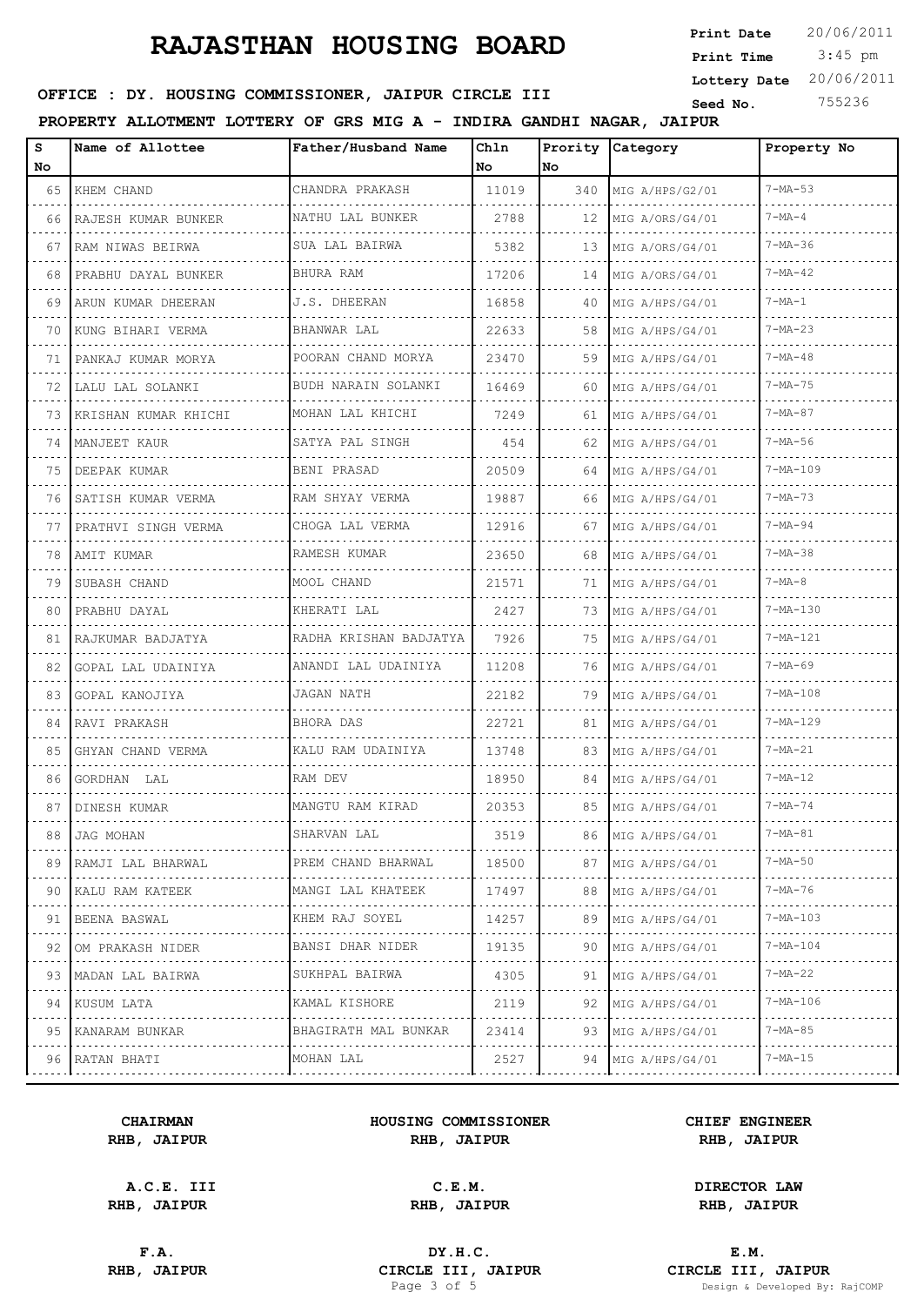# RAJASTHAN HOUSING BOARD

**Print Date** 20/06/2011
**Print Time** 3:45 pm
**Lottery Date** 20/06/2011
**Seed No.** 755236

**OFFICE : DY. HOUSING COMMISSIONER, JAIPUR CIRCLE III**

**PROPERTY ALLOTMENT LOTTERY OF GRS MIG A - INDIRA GANDHI NAGAR, JAIPUR**

| S No | Name of Allottee | Father/Husband Name | Chln No | Prority No | Category | Property No |
|---|---|---|---|---|---|---|
| 65 | KHEM CHAND | CHANDRA PRAKASH | 11019 | 340 | MIG A/HPS/G2/01 | 7-MA-53 |
| 66 | RAJESH KUMAR BUNKER | NATHU LAL BUNKER | 2788 | 12 | MIG A/ORS/G4/01 | 7-MA-4 |
| 67 | RAM NIWAS BEIRWA | SUA LAL BAIRWA | 5382 | 13 | MIG A/ORS/G4/01 | 7-MA-36 |
| 68 | PRABHU DAYAL BUNKER | BHURA RAM | 17206 | 14 | MIG A/ORS/G4/01 | 7-MA-42 |
| 69 | ARUN KUMAR DHEERAN | J.S. DHEERAN | 16858 | 40 | MIG A/HPS/G4/01 | 7-MA-1 |
| 70 | KUNG BIHARI VERMA | BHANWAR LAL | 22633 | 58 | MIG A/HPS/G4/01 | 7-MA-23 |
| 71 | PANKAJ KUMAR MORYA | POORAN CHAND MORYA | 23470 | 59 | MIG A/HPS/G4/01 | 7-MA-48 |
| 72 | LALU LAL SOLANKI | BUDH NARAIN SOLANKI | 16469 | 60 | MIG A/HPS/G4/01 | 7-MA-75 |
| 73 | KRISHAN KUMAR KHICHI | MOHAN LAL KHICHI | 7249 | 61 | MIG A/HPS/G4/01 | 7-MA-87 |
| 74 | MANJEET KAUR | SATYA PAL SINGH | 454 | 62 | MIG A/HPS/G4/01 | 7-MA-56 |
| 75 | DEEPAK KUMAR | BENI PRASAD | 20509 | 64 | MIG A/HPS/G4/01 | 7-MA-109 |
| 76 | SATISH KUMAR VERMA | RAM SHYAY VERMA | 19887 | 66 | MIG A/HPS/G4/01 | 7-MA-73 |
| 77 | PRATHVI SINGH VERMA | CHOGA LAL VERMA | 12916 | 67 | MIG A/HPS/G4/01 | 7-MA-94 |
| 78 | AMIT KUMAR | RAMESH KUMAR | 23650 | 68 | MIG A/HPS/G4/01 | 7-MA-38 |
| 79 | SUBASH CHAND | MOOL CHAND | 21571 | 71 | MIG A/HPS/G4/01 | 7-MA-8 |
| 80 | PRABHU DAYAL | KHERATI LAL | 2427 | 73 | MIG A/HPS/G4/01 | 7-MA-130 |
| 81 | RAJKUMAR BADJATYA | RADHA KRISHAN BADJATYA | 7926 | 75 | MIG A/HPS/G4/01 | 7-MA-121 |
| 82 | GOPAL LAL UDAINIYA | ANANDI LAL UDAINIYA | 11208 | 76 | MIG A/HPS/G4/01 | 7-MA-69 |
| 83 | GOPAL KANOJIYA | JAGAN NATH | 22182 | 79 | MIG A/HPS/G4/01 | 7-MA-108 |
| 84 | RAVI PRAKASH | BHORA DAS | 22721 | 81 | MIG A/HPS/G4/01 | 7-MA-129 |
| 85 | GHYAN CHAND VERMA | KALU RAM UDAINIYA | 13748 | 83 | MIG A/HPS/G4/01 | 7-MA-21 |
| 86 | GORDHAN LAL | RAM DEV | 18950 | 84 | MIG A/HPS/G4/01 | 7-MA-12 |
| 87 | DINESH KUMAR | MANGTU RAM KIRAD | 20353 | 85 | MIG A/HPS/G4/01 | 7-MA-74 |
| 88 | JAG MOHAN | SHARVAN LAL | 3519 | 86 | MIG A/HPS/G4/01 | 7-MA-81 |
| 89 | RAMJI LAL BHARWAL | PREM CHAND BHARWAL | 18500 | 87 | MIG A/HPS/G4/01 | 7-MA-50 |
| 90 | KALU RAM KATEEK | MANGI LAL KHATEEK | 17497 | 88 | MIG A/HPS/G4/01 | 7-MA-76 |
| 91 | BEENA BASWAL | KHEM RAJ SOYEL | 14257 | 89 | MIG A/HPS/G4/01 | 7-MA-103 |
| 92 | OM PRAKASH NIDER | BANSI DHAR NIDER | 19135 | 90 | MIG A/HPS/G4/01 | 7-MA-104 |
| 93 | MADAN LAL BAIRWA | SUKHPAL BAIRWA | 4305 | 91 | MIG A/HPS/G4/01 | 7-MA-22 |
| 94 | KUSUM LATA | KAMAL KISHORE | 2119 | 92 | MIG A/HPS/G4/01 | 7-MA-106 |
| 95 | KANARAM BUNKAR | BHAGIRATH MAL BUNKAR | 23414 | 93 | MIG A/HPS/G4/01 | 7-MA-85 |
| 96 | RATAN BHATI | MOHAN LAL | 2527 | 94 | MIG A/HPS/G4/01 | 7-MA-15 |

**CHAIRMAN**
**RHB, JAIPUR**

**HOUSING COMMISSIONER**
**RHB, JAIPUR**

**CHIEF ENGINEER**
**RHB, JAIPUR**

**A.C.E. III**
**RHB, JAIPUR**

**C.E.M.**
**RHB, JAIPUR**

**DIRECTOR LAW**
**RHB, JAIPUR**

**F.A.**
**RHB, JAIPUR**

**DY.H.C.**
**CIRCLE III, JAIPUR**

**E.M.**
**CIRCLE III, JAIPUR**

Design & Developed By: RajCOMP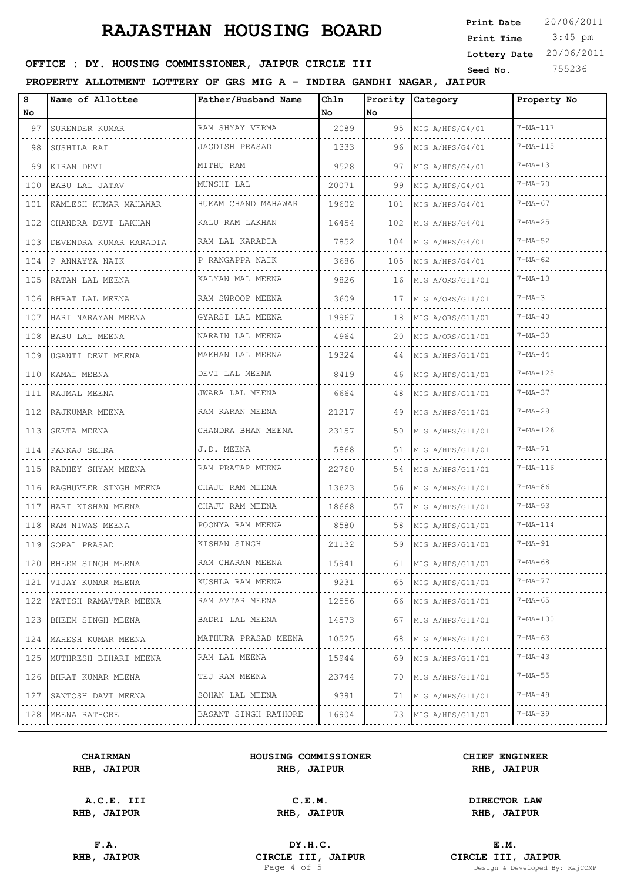# RAJASTHAN HOUSING BOARD

**Print Date** 20/06/2011
**Print Time** 3:45 pm
**Lottery Date** 20/06/2011
**Seed No.** 755236

**OFFICE : DY. HOUSING COMMISSIONER, JAIPUR CIRCLE III**

**PROPERTY ALLOTMENT LOTTERY OF GRS MIG A - INDIRA GANDHI NAGAR, JAIPUR**

| S No | Name of Allottee | Father/Husband Name | Chln No | Prority No | Category | Property No |
|---|---|---|---|---|---|---|
| 97 | SURENDER KUMAR | RAM SHYAY VERMA | 2089 | 95 | MIG A/HPS/G4/01 | 7-MA-117 |
| 98 | SUSHILA RAI | JAGDISH PRASAD | 1333 | 96 | MIG A/HPS/G4/01 | 7-MA-115 |
| 99 | KIRAN DEVI | MITHU RAM | 9528 | 97 | MIG A/HPS/G4/01 | 7-MA-131 |
| 100 | BABU LAL JATAV | MUNSHI LAL | 20071 | 99 | MIG A/HPS/G4/01 | 7-MA-70 |
| 101 | KAMLESH KUMAR MAHAWAR | HUKAM CHAND MAHAWAR | 19602 | 101 | MIG A/HPS/G4/01 | 7-MA-67 |
| 102 | CHANDRA DEVI LAKHAN | KALU RAM LAKHAN | 16454 | 102 | MIG A/HPS/G4/01 | 7-MA-25 |
| 103 | DEVENDRA KUMAR KARADIA | RAM LAL KARADIA | 7852 | 104 | MIG A/HPS/G4/01 | 7-MA-52 |
| 104 | P ANNAYYA NAIK | P RANGAPPA NAIK | 3686 | 105 | MIG A/HPS/G4/01 | 7-MA-62 |
| 105 | RATAN LAL MEENA | KALYAN MAL MEENA | 9826 | 16 | MIG A/ORS/G11/01 | 7-MA-13 |
| 106 | BHRAT LAL MEENA | RAM SWROOP MEENA | 3609 | 17 | MIG A/ORS/G11/01 | 7-MA-3 |
| 107 | HARI NARAYAN MEENA | GYARSI LAL MEENA | 19967 | 18 | MIG A/ORS/G11/01 | 7-MA-40 |
| 108 | BABU LAL MEENA | NARAIN LAL MEENA | 4964 | 20 | MIG A/ORS/G11/01 | 7-MA-30 |
| 109 | UGANTI DEVI MEENA | MAKHAN LAL MEENA | 19324 | 44 | MIG A/HPS/G11/01 | 7-MA-44 |
| 110 | KAMAL MEENA | DEVI LAL MEENA | 8419 | 46 | MIG A/HPS/G11/01 | 7-MA-125 |
| 111 | RAJMAL MEENA | JWARA LAL MEENA | 6664 | 48 | MIG A/HPS/G11/01 | 7-MA-37 |
| 112 | RAJKUMAR MEENA | RAM KARAN MEENA | 21217 | 49 | MIG A/HPS/G11/01 | 7-MA-28 |
| 113 | GEETA MEENA | CHANDRA BHAN MEENA | 23157 | 50 | MIG A/HPS/G11/01 | 7-MA-126 |
| 114 | PANKAJ SEHRA | J.D. MEENA | 5868 | 51 | MIG A/HPS/G11/01 | 7-MA-71 |
| 115 | RADHEY SHYAM MEENA | RAM PRATAP MEENA | 22760 | 54 | MIG A/HPS/G11/01 | 7-MA-116 |
| 116 | RAGHUVEER SINGH MEENA | CHAJU RAM MEENA | 13623 | 56 | MIG A/HPS/G11/01 | 7-MA-86 |
| 117 | HARI KISHAN MEENA | CHAJU RAM MEENA | 18668 | 57 | MIG A/HPS/G11/01 | 7-MA-93 |
| 118 | RAM NIWAS MEENA | POONYA RAM MEENA | 8580 | 58 | MIG A/HPS/G11/01 | 7-MA-114 |
| 119 | GOPAL PRASAD | KISHAN SINGH | 21132 | 59 | MIG A/HPS/G11/01 | 7-MA-91 |
| 120 | BHEEM SINGH MEENA | RAM CHARAN MEENA | 15941 | 61 | MIG A/HPS/G11/01 | 7-MA-68 |
| 121 | VIJAY KUMAR MEENA | KUSHLA RAM MEENA | 9231 | 65 | MIG A/HPS/G11/01 | 7-MA-77 |
| 122 | YATISH RAMAVTAR MEENA | RAM AVTAR MEENA | 12556 | 66 | MIG A/HPS/G11/01 | 7-MA-65 |
| 123 | BHEEM SINGH MEENA | BADRI LAL MEENA | 14573 | 67 | MIG A/HPS/G11/01 | 7-MA-100 |
| 124 | MAHESH KUMAR MEENA | MATHURA PRASAD MEENA | 10525 | 68 | MIG A/HPS/G11/01 | 7-MA-63 |
| 125 | MUTHRESH BIHARI MEENA | RAM LAL MEENA | 15944 | 69 | MIG A/HPS/G11/01 | 7-MA-43 |
| 126 | BHRAT KUMAR MEENA | TEJ RAM MEENA | 23744 | 70 | MIG A/HPS/G11/01 | 7-MA-55 |
| 127 | SANTOSH DAVI MEENA | SOHAN LAL MEENA | 9381 | 71 | MIG A/HPS/G11/01 | 7-MA-49 |
| 128 | MEENA RATHORE | BASANT SINGH RATHORE | 16904 | 73 | MIG A/HPS/G11/01 | 7-MA-39 |

| | | |
|---|---|---|
| **CHAIRMAN** RHB, JAIPUR | **HOUSING COMMISSIONER** RHB, JAIPUR | **CHIEF ENGINEER** RHB, JAIPUR |
| **A.C.E. III** RHB, JAIPUR | **C.E.M.** RHB, JAIPUR | **DIRECTOR LAW** RHB, JAIPUR |
| **F.A.** RHB, JAIPUR | **DY.H.C.** CIRCLE III, JAIPUR | **E.M.** CIRCLE III, JAIPUR |

Design & Developed By: RajCOMP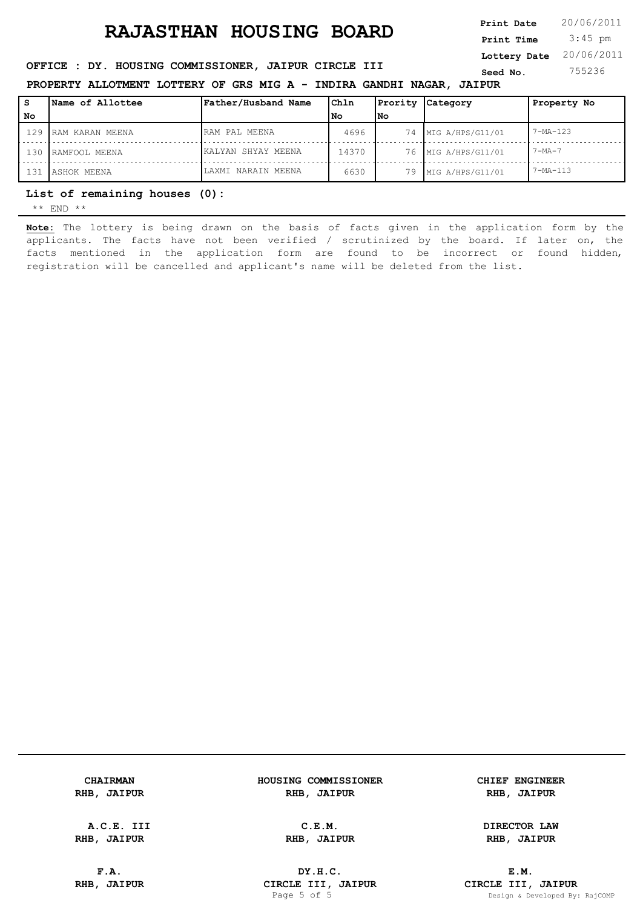# RAJASTHAN HOUSING BOARD

**Print Date** 20/06/2011
**Print Time** 3:45 pm
**Lottery Date** 20/06/2011
**Seed No.** 755236

**OFFICE : DY. HOUSING COMMISSIONER, JAIPUR CIRCLE III**

**PROPERTY ALLOTMENT LOTTERY OF GRS MIG A - INDIRA GANDHI NAGAR, JAIPUR**

| S No | Name of Allottee | Father/Husband Name | Chln No | Prority No | Category | Property No |
|---|---|---|---|---|---|---|
| 129 | RAM KARAN MEENA | RAM PAL MEENA | 4696 | 74 | MIG A/HPS/G11/01 | 7-MA-123 |
| 130 | RAMFOOL MEENA | KALYAN SHYAY MEENA | 14370 | 76 | MIG A/HPS/G11/01 | 7-MA-7 |
| 131 | ASHOK MEENA | LAXMI NARAIN MEENA | 6630 | 79 | MIG A/HPS/G11/01 | 7-MA-113 |

**List of remaining houses (0):**

** END **

**Note:** The lottery is being drawn on the basis of facts given in the application form by the applicants. The facts have not been verified / scrutinized by the board. If later on, the facts mentioned in the application form are found to be incorrect or found hidden, registration will be cancelled and applicant's name will be deleted from the list.

| | | |
|---|---|---|
| **CHAIRMAN** **RHB, JAIPUR** | **HOUSING COMMISSIONER** **RHB, JAIPUR** | **CHIEF ENGINEER** **RHB, JAIPUR** |
| **A.C.E. III** **RHB, JAIPUR** | **C.E.M.** **RHB, JAIPUR** | **DIRECTOR LAW** **RHB, JAIPUR** |
| **F.A.** **RHB, JAIPUR** | **DY.H.C.** **CIRCLE III, JAIPUR** | **E.M.** **CIRCLE III, JAIPUR** |

Design & Developed By: RajCOMP